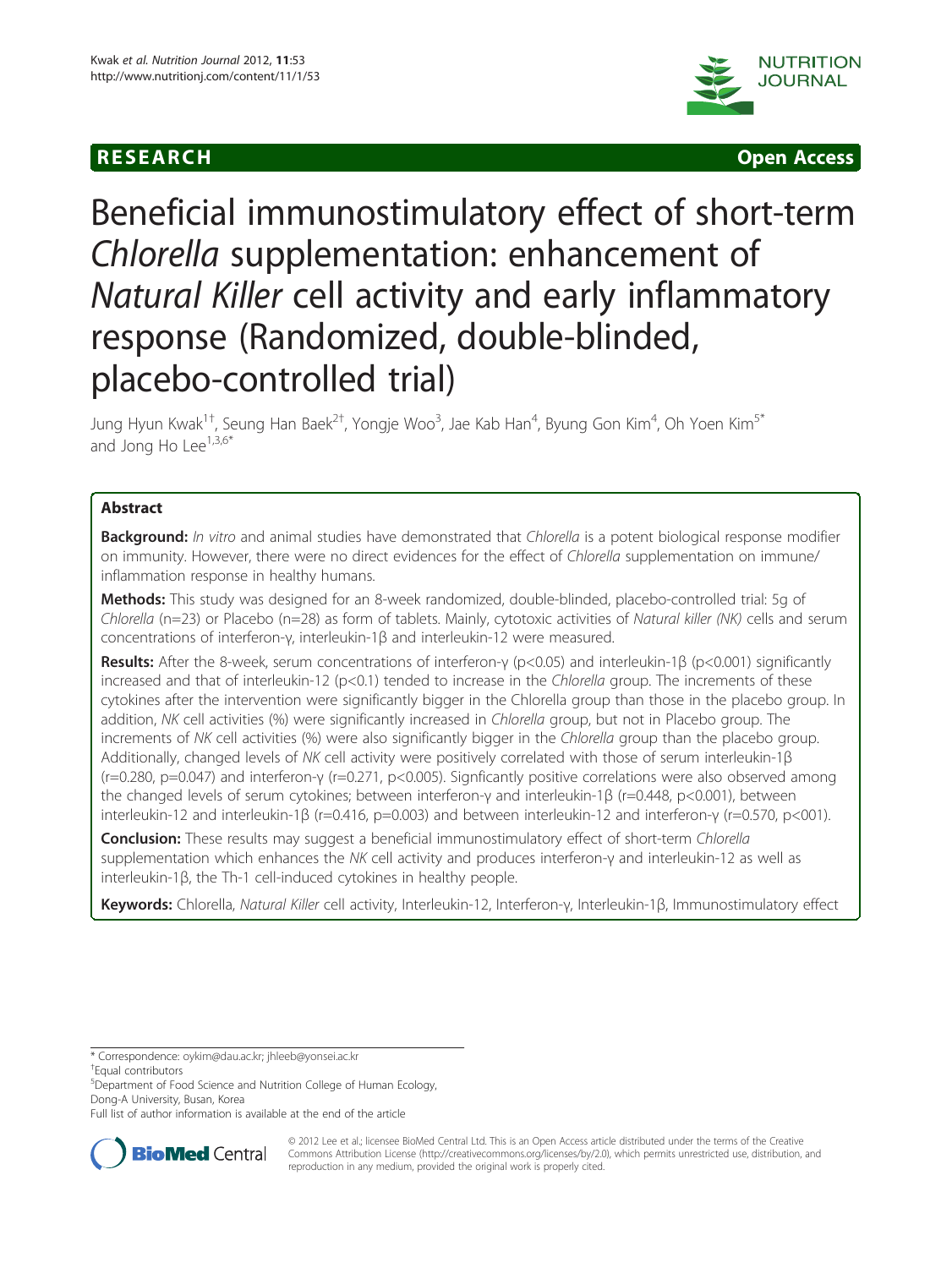RESEARCH Open Access

# Beneficial immunostimulatory effect of short-term *Chlorella* supplementation: enhancement of *Natural Killer* cell activity and early inflammatory response (Randomized, double-blinded, placebo-controlled trial)

Jung Hyun Kwak[1†], Seung Han Baek[2†], Yongje Woo[3], Jae Kab Han[4], Byung Gon Kim[4], Oh Yoen Kim[5*] and Jong Ho Lee[1,3,6*]

## Abstract

**Background:** *In vitro* and animal studies have demonstrated that *Chlorella* is a potent biological response modifier on immunity. However, there were no direct evidences for the effect of *Chlorella* supplementation on immune/inflammation response in healthy humans.

**Methods:** This study was designed for an 8-week randomized, double-blinded, placebo-controlled trial: 5g of *Chlorella* (n=23) or Placebo (n=28) as form of tablets. Mainly, cytotoxic activities of *Natural killer (NK)* cells and serum concentrations of interferon-γ, interleukin-1β and interleukin-12 were measured.

**Results:** After the 8-week, serum concentrations of interferon-γ ($p<0.05$) and interleukin-1β ($p<0.001$) significantly increased and that of interleukin-12 ($p<0.1$) tended to increase in the *Chlorella* group. The increments of these cytokines after the intervention were significantly bigger in the Chlorella group than those in the placebo group. In addition, *NK* cell activities (%) were significantly increased in *Chlorella* group, but not in Placebo group. The increments of *NK* cell activities (%) were also significantly bigger in the *Chlorella* group than the placebo group. Additionally, changed levels of *NK* cell activity were positively correlated with those of serum interleukin-1β ($r=0.280$, $p=0.047$) and interferon-γ ($r=0.271$, $p<0.005$). Signficantly positive correlations were also observed among the changed levels of serum cytokines; between interferon-γ and interleukin-1β ($r=0.448$, $p<0.001$), between interleukin-12 and interleukin-1β ($r=0.416$, $p=0.003$) and between interleukin-12 and interferon-γ ($r=0.570$, $p<001$).

**Conclusion:** These results may suggest a beneficial immunostimulatory effect of short-term *Chlorella* supplementation which enhances the *NK* cell activity and produces interferon-γ and interleukin-12 as well as interleukin-1β, the Th-1 cell-induced cytokines in healthy people.

**Keywords:** Chlorella, *Natural Killer* cell activity, Interleukin-12, Interferon-γ, Interleukin-1β, Immunostimulatory effect

---

\* Correspondence: oykim@dau.ac.kr; jhleeb@yonsei.ac.kr

†Equal contributors

[5]Department of Food Science and Nutrition College of Human Ecology, Dong-A University, Busan, Korea

Full list of author information is available at the end of the article

© 2012 Lee et al.; licensee BioMed Central Ltd. This is an Open Access article distributed under the terms of the Creative Commons Attribution License (http://creativecommons.org/licenses/by/2.0), which permits unrestricted use, distribution, and reproduction in any medium, provided the original work is properly cited.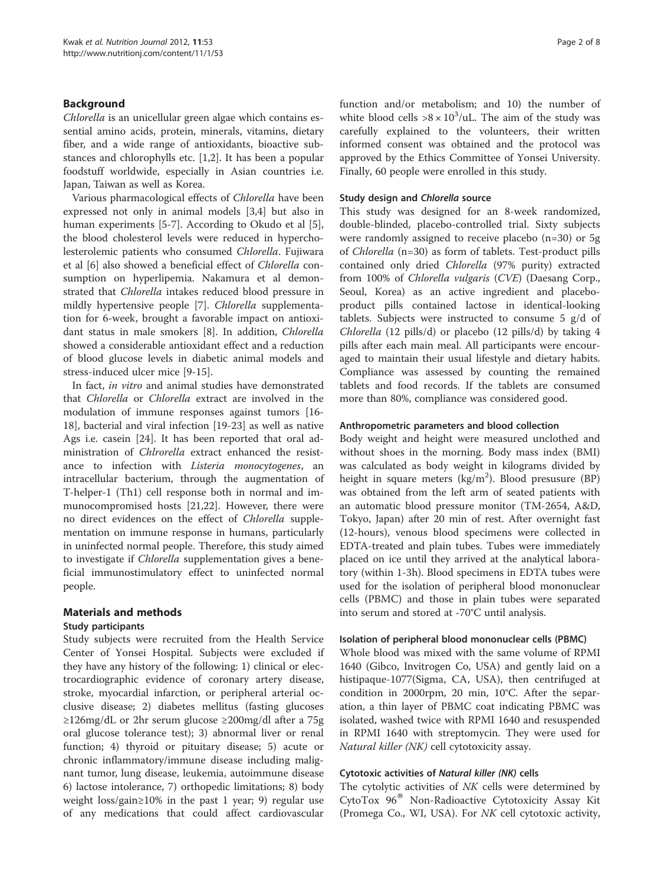## Background

*Chlorella* is an unicellular green algae which contains essential amino acids, protein, minerals, vitamins, dietary fiber, and a wide range of antioxidants, bioactive substances and chlorophylls etc. [1,2]. It has been a popular foodstuff worldwide, especially in Asian countries i.e. Japan, Taiwan as well as Korea.

Various pharmacological effects of *Chlorella* have been expressed not only in animal models [3,4] but also in human experiments [5-7]. According to Okudo et al [5], the blood cholesterol levels were reduced in hypercholesterolemic patients who consumed *Chlorella*. Fujiwara et al [6] also showed a beneficial effect of *Chlorella* consumption on hyperlipemia. Nakamura et al demonstrated that *Chlorella* intakes reduced blood pressure in mildly hypertensive people [7]. *Chlorella* supplementation for 6-week, brought a favorable impact on antioxidant status in male smokers [8]. In addition, *Chlorella* showed a considerable antioxidant effect and a reduction of blood glucose levels in diabetic animal models and stress-induced ulcer mice [9-15].

In fact, *in vitro* and animal studies have demonstrated that *Chlorella* or *Chlorella* extract are involved in the modulation of immune responses against tumors [16-18], bacterial and viral infection [19-23] as well as native Ags i.e. casein [24]. It has been reported that oral administration of *Chlrorella* extract enhanced the resistance to infection with *Listeria monocytogenes*, an intracellular bacterium, through the augmentation of T-helper-1 (Th1) cell response both in normal and immunocompromised hosts [21,22]. However, there were no direct evidences on the effect of *Chlorella* supplementation on immune response in humans, particularly in uninfected normal people. Therefore, this study aimed to investigate if *Chlorella* supplementation gives a beneficial immunostimulatory effect to uninfected normal people.

## Materials and methods

### Study participants

Study subjects were recruited from the Health Service Center of Yonsei Hospital. Subjects were excluded if they have any history of the following: 1) clinical or electrocardiographic evidence of coronary artery disease, stroke, myocardial infarction, or peripheral arterial occlusive disease; 2) diabetes mellitus (fasting glucoses ≥126mg/dL or 2hr serum glucose ≥200mg/dl after a 75g oral glucose tolerance test); 3) abnormal liver or renal function; 4) thyroid or pituitary disease; 5) acute or chronic inflammatory/immune disease including malignant tumor, lung disease, leukemia, autoimmune disease 6) lactose intolerance, 7) orthopedic limitations; 8) body weight loss/gain≥10% in the past 1 year; 9) regular use of any medications that could affect cardiovascular function and/or metabolism; and 10) the number of white blood cells $>8 \times 10^3$/uL. The aim of the study was carefully explained to the volunteers, their written informed consent was obtained and the protocol was approved by the Ethics Committee of Yonsei University. Finally, 60 people were enrolled in this study.

### Study design and *Chlorella* source

This study was designed for an 8-week randomized, double-blinded, placebo-controlled trial. Sixty subjects were randomly assigned to receive placebo (n=30) or 5g of *Chlorella* (n=30) as form of tablets. Test-product pills contained only dried *Chlorella* (97% purity) extracted from 100% of *Chlorella vulgaris* (*CVE*) (Daesang Corp., Seoul, Korea) as an active ingredient and placebo-product pills contained lactose in identical-looking tablets. Subjects were instructed to consume 5 g/d of *Chlorella* (12 pills/d) or placebo (12 pills/d) by taking 4 pills after each main meal. All participants were encouraged to maintain their usual lifestyle and dietary habits. Compliance was assessed by counting the remained tablets and food records. If the tablets are consumed more than 80%, compliance was considered good.

### Anthropometric parameters and blood collection

Body weight and height were measured unclothed and without shoes in the morning. Body mass index (BMI) was calculated as body weight in kilograms divided by height in square meters (kg/m$^2$). Blood presusure (BP) was obtained from the left arm of seated patients with an automatic blood pressure monitor (TM-2654, A&D, Tokyo, Japan) after 20 min of rest. After overnight fast (12-hours), venous blood specimens were collected in EDTA-treated and plain tubes. Tubes were immediately placed on ice until they arrived at the analytical laboratory (within 1-3h). Blood specimens in EDTA tubes were used for the isolation of peripheral blood mononuclear cells (PBMC) and those in plain tubes were separated into serum and stored at -70°C until analysis.

### Isolation of peripheral blood mononuclear cells (PBMC)

Whole blood was mixed with the same volume of RPMI 1640 (Gibco, Invitrogen Co, USA) and gently laid on a histipaque-1077(Sigma, CA, USA), then centrifuged at condition in 2000rpm, 20 min, 10°C. After the separation, a thin layer of PBMC coat indicating PBMC was isolated, washed twice with RPMI 1640 and resuspended in RPMI 1640 with streptomycin. They were used for *Natural killer (NK)* cell cytotoxicity assay.

### Cytotoxic activities of *Natural killer (NK)* cells

The cytolytic activities of *NK* cells were determined by CytoTox 96® Non-Radioactive Cytotoxicity Assay Kit (Promega Co., WI, USA). For *NK* cell cytotoxic activity,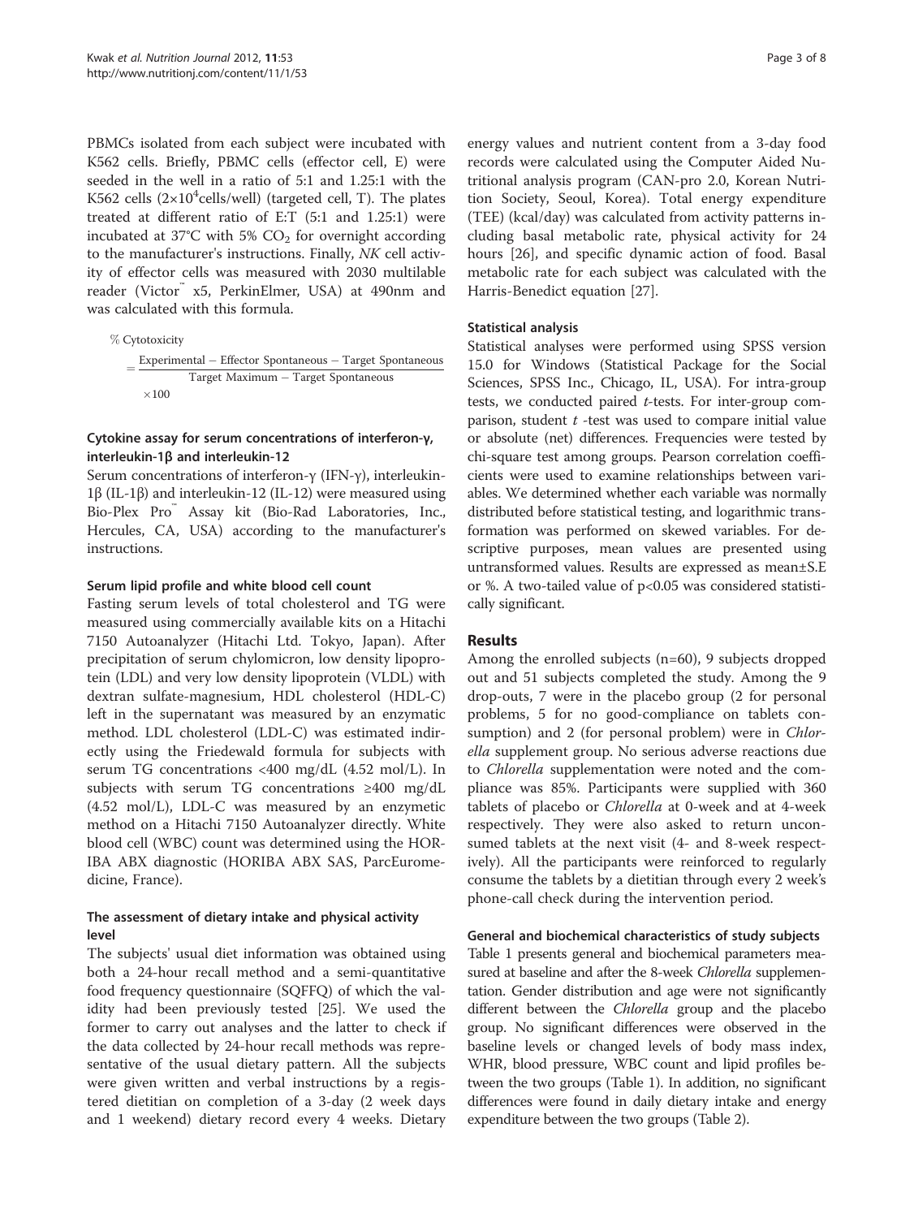PBMCs isolated from each subject were incubated with K562 cells. Briefly, PBMC cells (effector cell, E) were seeded in the well in a ratio of 5:1 and 1.25:1 with the K562 cells ($2\times10^4$cells/well) (targeted cell, T). The plates treated at different ratio of E:T (5:1 and 1.25:1) were incubated at 37°C with 5% $CO_2$ for overnight according to the manufacturer's instructions. Finally, *NK* cell activity of effector cells was measured with 2030 multilable reader (Victor™ x5, PerkinElmer, USA) at 490nm and was calculated with this formula.

$$\% \text{ Cytotoxicity} = \frac{\text{Experimental} - \text{Effector Spontaneous} - \text{Target Spontaneous}}{\text{Target Maximum} - \text{Target Spontaneous}} \times 100$$

### Cytokine assay for serum concentrations of interferon-γ, interleukin-1β and interleukin-12

Serum concentrations of interferon-γ (IFN-γ), interleukin-1β (IL-1β) and interleukin-12 (IL-12) were measured using Bio-Plex Pro™ Assay kit (Bio-Rad Laboratories, Inc., Hercules, CA, USA) according to the manufacturer's instructions.

### Serum lipid profile and white blood cell count

Fasting serum levels of total cholesterol and TG were measured using commercially available kits on a Hitachi 7150 Autoanalyzer (Hitachi Ltd. Tokyo, Japan). After precipitation of serum chylomicron, low density lipoprotein (LDL) and very low density lipoprotein (VLDL) with dextran sulfate-magnesium, HDL cholesterol (HDL-C) left in the supernatant was measured by an enzymatic method. LDL cholesterol (LDL-C) was estimated indirectly using the Friedewald formula for subjects with serum TG concentrations <400 mg/dL (4.52 mol/L). In subjects with serum TG concentrations ≥400 mg/dL (4.52 mol/L), LDL-C was measured by an enzymetic method on a Hitachi 7150 Autoanalyzer directly. White blood cell (WBC) count was determined using the HORIBA ABX diagnostic (HORIBA ABX SAS, ParcEuromedicine, France).

### The assessment of dietary intake and physical activity level

The subjects' usual diet information was obtained using both a 24-hour recall method and a semi-quantitative food frequency questionnaire (SQFFQ) of which the validity had been previously tested [25]. We used the former to carry out analyses and the latter to check if the data collected by 24-hour recall methods was representative of the usual dietary pattern. All the subjects were given written and verbal instructions by a registered dietitian on completion of a 3-day (2 week days and 1 weekend) dietary record every 4 weeks. Dietary energy values and nutrient content from a 3-day food records were calculated using the Computer Aided Nutritional analysis program (CAN-pro 2.0, Korean Nutrition Society, Seoul, Korea). Total energy expenditure (TEE) (kcal/day) was calculated from activity patterns including basal metabolic rate, physical activity for 24 hours [26], and specific dynamic action of food. Basal metabolic rate for each subject was calculated with the Harris-Benedict equation [27].

### Statistical analysis

Statistical analyses were performed using SPSS version 15.0 for Windows (Statistical Package for the Social Sciences, SPSS Inc., Chicago, IL, USA). For intra-group tests, we conducted paired *t*-tests. For inter-group comparison, student *t* -test was used to compare initial value or absolute (net) differences. Frequencies were tested by chi-square test among groups. Pearson correlation coefficients were used to examine relationships between variables. We determined whether each variable was normally distributed before statistical testing, and logarithmic transformation was performed on skewed variables. For descriptive purposes, mean values are presented using untransformed values. Results are expressed as mean±S.E or %. A two-tailed value of $p<0.05$ was considered statistically significant.

## Results

Among the enrolled subjects (n=60), 9 subjects dropped out and 51 subjects completed the study. Among the 9 drop-outs, 7 were in the placebo group (2 for personal problems, 5 for no good-compliance on tablets consumption) and 2 (for personal problem) were in *Chlorella* supplement group. No serious adverse reactions due to *Chlorella* supplementation were noted and the compliance was 85%. Participants were supplied with 360 tablets of placebo or *Chlorella* at 0-week and at 4-week respectively. They were also asked to return unconsumed tablets at the next visit (4- and 8-week respectively). All the participants were reinforced to regularly consume the tablets by a dietitian through every 2 week's phone-call check during the intervention period.

### General and biochemical characteristics of study subjects

Table 1 presents general and biochemical parameters measured at baseline and after the 8-week *Chlorella* supplementation. Gender distribution and age were not significantly different between the *Chlorella* group and the placebo group. No significant differences were observed in the baseline levels or changed levels of body mass index, WHR, blood pressure, WBC count and lipid profiles between the two groups (Table 1). In addition, no significant differences were found in daily dietary intake and energy expenditure between the two groups (Table 2).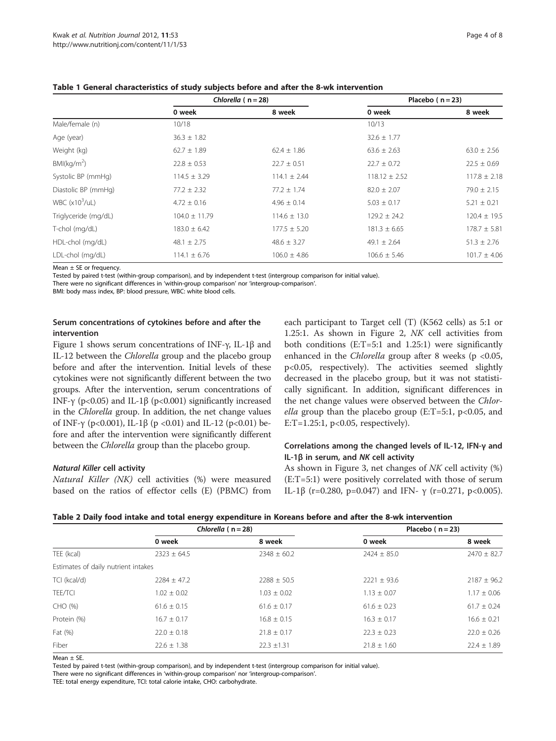**Table 1 General characteristics of study subjects before and after the 8-wk intervention**

| | *Chlorella* ( n = 28) | | Placebo ( n = 23) | |
|---|---|---|---|---|
| | 0 week | 8 week | 0 week | 8 week |
| Male/female (n) | 10/18 | | 10/13 | |
| Age (year) | 36.3 ± 1.82 | | 32.6 ± 1.77 | |
| Weight (kg) | 62.7 ± 1.89 | 62.4 ± 1.86 | 63.6 ± 2.63 | 63.0 ± 2.56 |
| BMI(kg/m$^2$) | 22.8 ± 0.53 | 22.7 ± 0.51 | 22.7 ± 0.72 | 22.5 ± 0.69 |
| Systolic BP (mmHg) | 114.5 ± 3.29 | 114.1 ± 2.44 | 118.12 ± 2.52 | 117.8 ± 2.18 |
| Diastolic BP (mmHg) | 77.2 ± 2.32 | 77.2 ± 1.74 | 82.0 ± 2.07 | 79.0 ± 2.15 |
| WBC (x10$^3$/uL) | 4.72 ± 0.16 | 4.96 ± 0.14 | 5.03 ± 0.17 | 5.21 ± 0.21 |
| Triglyceride (mg/dL) | 104.0 ± 11.79 | 114.6 ± 13.0 | 129.2 ± 24.2 | 120.4 ± 19.5 |
| T-chol (mg/dL) | 183.0 ± 6.42 | 177.5 ± 5.20 | 181.3 ± 6.65 | 178.7 ± 5.81 |
| HDL-chol (mg/dL) | 48.1 ± 2.75 | 48.6 ± 3.27 | 49.1 ± 2.64 | 51.3 ± 2.76 |
| LDL-chol (mg/dL) | 114.1 ± 6.76 | 106.0 ± 4.86 | 106.6 ± 5.46 | 101.7 ± 4.06 |

Mean ± SE or frequency.
Tested by paired t-test (within-group comparison), and by independent t-test (intergroup comparison for initial value).
There were no significant differences in 'within-group comparison' nor 'intergroup-comparison'.
BMI: body mass index, BP: blood pressure, WBC: white blood cells.

### Serum concentrations of cytokines before and after the intervention

Figure 1 shows serum concentrations of INF-γ, IL-1β and IL-12 between the *Chlorella* group and the placebo group before and after the intervention. Initial levels of these cytokines were not significantly different between the two groups. After the intervention, serum concentrations of INF-γ ($p<0.05$) and IL-1β ($p<0.001$) significantly increased in the *Chlorella* group. In addition, the net change values of INF-γ ($p<0.001$), IL-1β ($p<0.01$) and IL-12 ($p<0.01$) before and after the intervention were significantly different between the *Chlorella* group than the placebo group.

### *Natural Killer* cell activity

*Natural Killer (NK)* cell activities (%) were measured based on the ratios of effector cells (E) (PBMC) from each participant to Target cell (T) (K562 cells) as 5:1 or 1.25:1. As shown in Figure 2, *NK* cell activities from both conditions (E:T=5:1 and 1.25:1) were significantly enhanced in the *Chlorella* group after 8 weeks ($p<0.05$, $p<0.05$, respectively). The activities seemed slightly decreased in the placebo group, but it was not statistically significant. In addition, significant differences in the net change values were observed between the *Chlorella* group than the placebo group (E:T=5:1, $p<0.05$, and E:T=1.25:1, $p<0.05$, respectively).

### Correlations among the changed levels of IL-12, IFN-γ and IL-1β in serum, and *NK* cell activity

As shown in Figure 3, net changes of *NK* cell activity (%) (E:T=5:1) were positively correlated with those of serum IL-1β ($r=0.280$, $p=0.047$) and IFN- γ ($r=0.271$, $p<0.005$).

**Table 2 Daily food intake and total energy expenditure in Koreans before and after the 8-wk intervention**

| | *Chlorella* ( n = 28) | | Placebo ( n = 23) | |
|---|---|---|---|---|
| | 0 week | 8 week | 0 week | 8 week |
| TEE (kcal) | 2323 ± 64.5 | 2348 ± 60.2 | 2424 ± 85.0 | 2470 ± 82.7 |
| Estimates of daily nutrient intakes | | | | |
| TCI (kcal/d) | 2284 ± 47.2 | 2288 ± 50.5 | 2221 ± 93.6 | 2187 ± 96.2 |
| TEE/TCI | 1.02 ± 0.02 | 1.03 ± 0.02 | 1.13 ± 0.07 | 1.17 ± 0.06 |
| CHO (%) | 61.6 ± 0.15 | 61.6 ± 0.17 | 61.6 ± 0.23 | 61.7 ± 0.24 |
| Protein (%) | 16.7 ± 0.17 | 16.8 ± 0.15 | 16.3 ± 0.17 | 16.6 ± 0.21 |
| Fat (%) | 22.0 ± 0.18 | 21.8 ± 0.17 | 22.3 ± 0.23 | 22.0 ± 0.26 |
| Fiber | 22.6 ± 1.38 | 22.3 ±1.31 | 21.8 ± 1.60 | 22.4 ± 1.89 |

Mean ± SE.
Tested by paired t-test (within-group comparison), and by independent t-test (intergroup comparison for initial value).
There were no significant differences in 'within-group comparison' nor 'intergroup-comparison'.
TEE: total energy expenditure, TCI: total calorie intake, CHO: carbohydrate.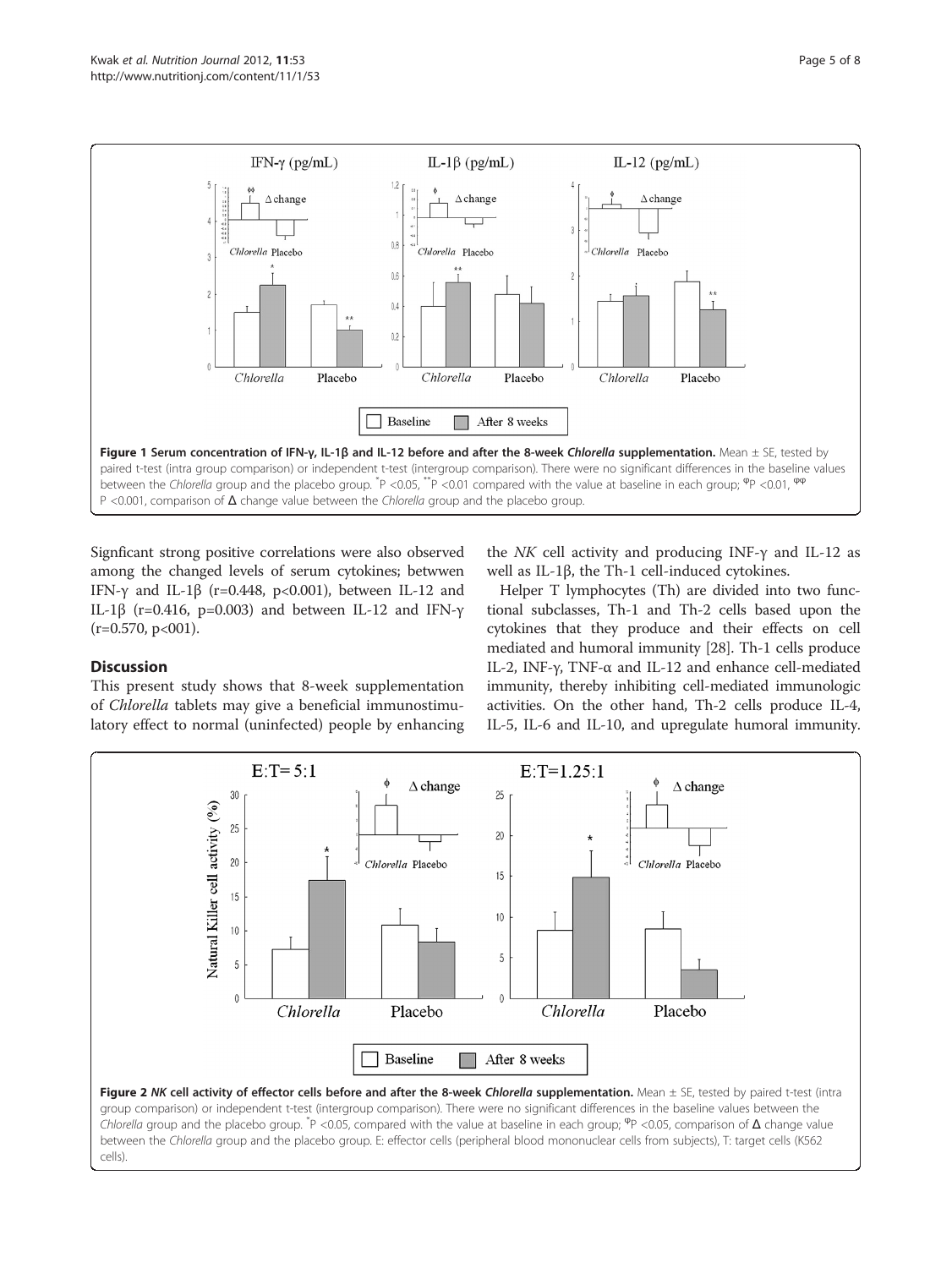**Figure 1 Serum concentration of IFN-γ, IL-1β and IL-12 before and after the 8-week *Chlorella* supplementation.** Mean ± SE, tested by paired t-test (intra group comparison) or independent t-test (intergroup comparison). There were no significant differences in the baseline values between the *Chlorella* group and the placebo group. *P <0.05, **P <0.01 compared with the value at baseline in each group; φP <0.01, φφP <0.001, comparison of Δ change value between the *Chlorella* group and the placebo group.

Signficant strong positive correlations were also observed among the changed levels of serum cytokines; betwwen IFN-γ and IL-1β (r=0.448, p<0.001), between IL-12 and IL-1β (r=0.416, p=0.003) and between IL-12 and IFN-γ (r=0.570, p<001).

## Discussion

This present study shows that 8-week supplementation of *Chlorella* tablets may give a beneficial immunostimulatory effect to normal (uninfected) people by enhancing the *NK* cell activity and producing INF-γ and IL-12 as well as IL-1β, the Th-1 cell-induced cytokines.

Helper T lymphocytes (Th) are divided into two functional subclasses, Th-1 and Th-2 cells based upon the cytokines that they produce and their effects on cell mediated and humoral immunity [28]. Th-1 cells produce IL-2, INF-γ, TNF-α and IL-12 and enhance cell-mediated immunity, thereby inhibiting cell-mediated immunologic activities. On the other hand, Th-2 cells produce IL-4, IL-5, IL-6 and IL-10, and upregulate humoral immunity.

**Figure 2 *NK* cell activity of effector cells before and after the 8-week *Chlorella* supplementation.** Mean ± SE, tested by paired t-test (intra group comparison) or independent t-test (intergroup comparison). There were no significant differences in the baseline values between the *Chlorella* group and the placebo group. *P <0.05, compared with the value at baseline in each group; φP <0.05, comparison of Δ change value between the *Chlorella* group and the placebo group. E: effector cells (peripheral blood mononuclear cells from subjects), T: target cells (K562 cells).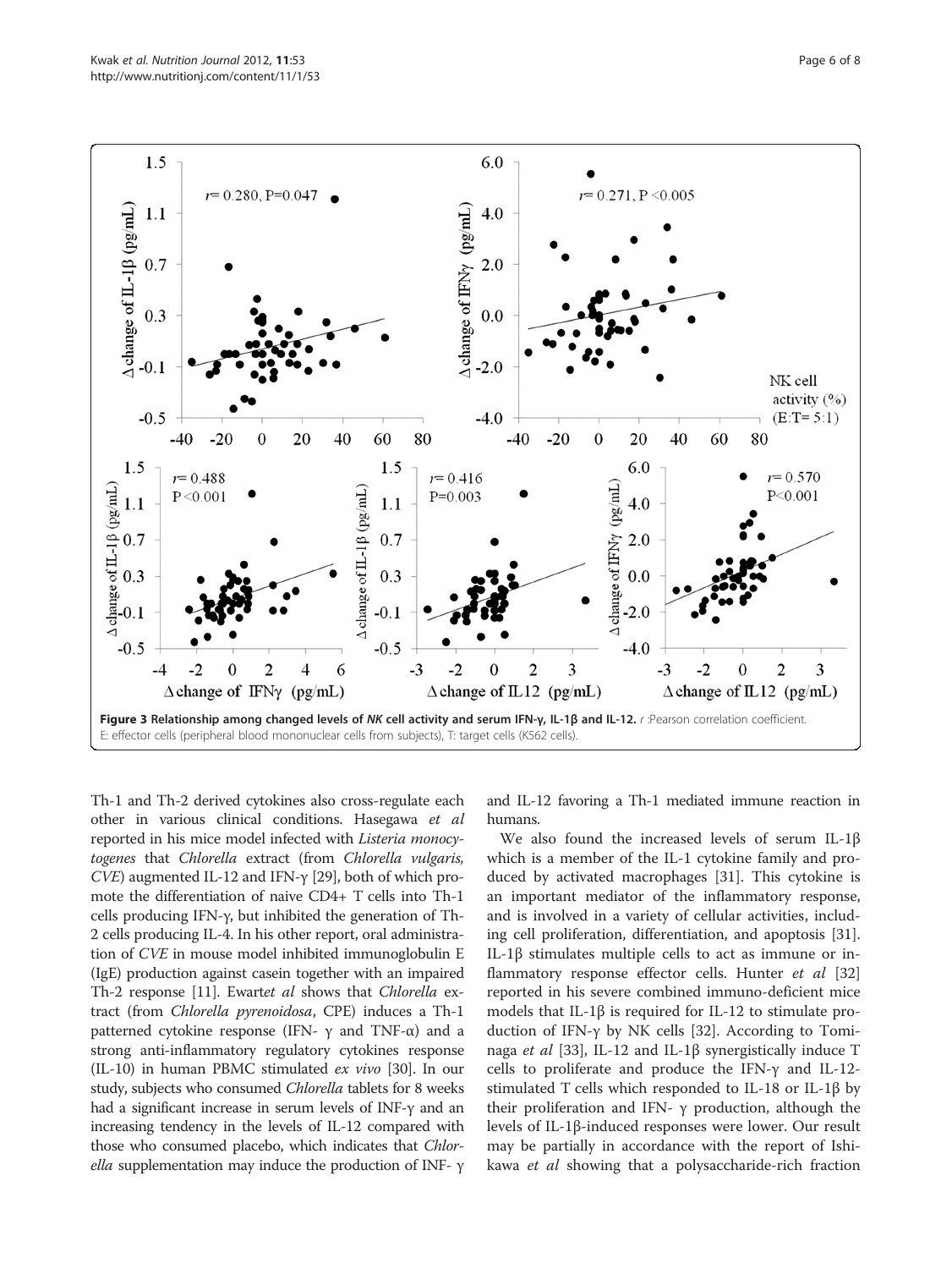Figure 3 Relationship among changed levels of *NK* cell activity and serum IFN-γ, IL-1β and IL-12. *r* :Pearson correlation coefficient. E: effector cells (peripheral blood mononuclear cells from subjects), T: target cells (K562 cells).

Th-1 and Th-2 derived cytokines also cross-regulate each other in various clinical conditions. Hasegawa *et al* reported in his mice model infected with *Listeria monocytogenes* that *Chlorella* extract (from *Chlorella vulgaris, CVE*) augmented IL-12 and IFN-γ [29], both of which promote the differentiation of naive CD4+ T cells into Th-1 cells producing IFN-γ, but inhibited the generation of Th-2 cells producing IL-4. In his other report, oral administration of *CVE* in mouse model inhibited immunoglobulin E (IgE) production against casein together with an impaired Th-2 response [11]. Ewart*et al* shows that *Chlorella* extract (from *Chlorella pyrenoidosa*, CPE) induces a Th-1 patterned cytokine response (IFN- γ and TNF-α) and a strong anti-inflammatory regulatory cytokines response (IL-10) in human PBMC stimulated *ex vivo* [30]. In our study, subjects who consumed *Chlorella* tablets for 8 weeks had a significant increase in serum levels of INF-γ and an increasing tendency in the levels of IL-12 compared with those who consumed placebo, which indicates that *Chlorella* supplementation may induce the production of INF- γ and IL-12 favoring a Th-1 mediated immune reaction in humans.

We also found the increased levels of serum IL-1β which is a member of the IL-1 cytokine family and produced by activated macrophages [31]. This cytokine is an important mediator of the inflammatory response, and is involved in a variety of cellular activities, including cell proliferation, differentiation, and apoptosis [31]. IL-1β stimulates multiple cells to act as immune or inflammatory response effector cells. Hunter *et al* [32] reported in his severe combined immuno-deficient mice models that IL-1β is required for IL-12 to stimulate production of IFN-γ by NK cells [32]. According to Tominaga *et al* [33], IL-12 and IL-1β synergistically induce T cells to proliferate and produce the IFN-γ and IL-12-stimulated T cells which responded to IL-18 or IL-1β by their proliferation and IFN- γ production, although the levels of IL-1β-induced responses were lower. Our result may be partially in accordance with the report of Ishikawa *et al* showing that a polysaccharide-rich fraction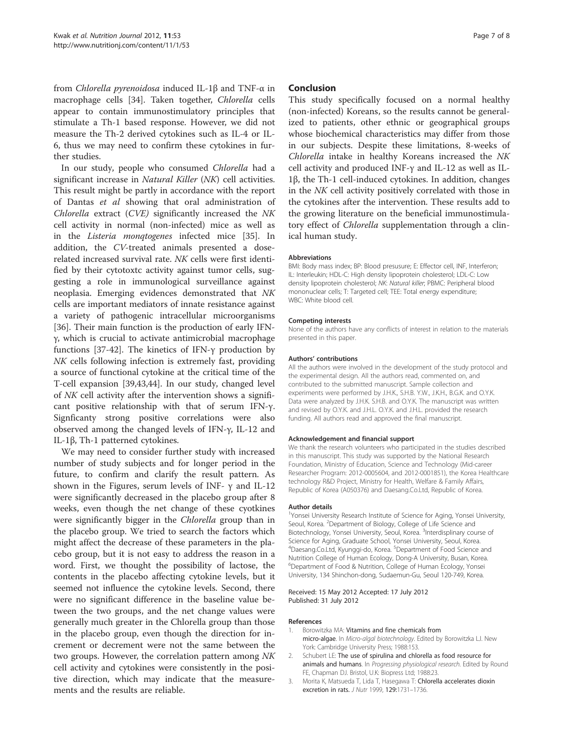from *Chlorella pyrenoidosa* induced IL-1β and TNF-α in macrophage cells [34]. Taken together, *Chlorella* cells appear to contain immunostimulatory principles that stimulate a Th-1 based response. However, we did not measure the Th-2 derived cytokines such as IL-4 or IL-6, thus we may need to confirm these cytokines in further studies.

In our study, people who consumed *Chlorella* had a significant increase in *Natural Killer* (*NK*) cell activities. This result might be partly in accordance with the report of Dantas *et al* showing that oral administration of *Chlorella* extract (*CVE)* significantly increased the *NK* cell activity in normal (non-infected) mice as well as in the *Listeria monqtogenes* infected mice [35]. In addition, the *CV*-treated animals presented a dose-related increased survival rate. *NK* cells were first identified by their cytotoxtc activity against tumor cells, suggesting a role in immunological surveillance against neoplasia. Emerging evidences demonstrated that *NK* cells are important mediators of innate resistance against a variety of pathogenic intracellular microorganisms [36]. Their main function is the production of early IFN-γ, which is crucial to activate antimicrobial macrophage functions [37-42]. The kinetics of IFN-γ production by *NK* cells following infection is extremely fast, providing a source of functional cytokine at the critical time of the T-cell expansion [39,43,44]. In our study, changed level of *NK* cell activity after the intervention shows a significant positive relationship with that of serum IFN-γ. Signficanty strong positive correlations were also observed among the changed levels of IFN-γ, IL-12 and IL-1β, Th-1 patterned cytokines.

We may need to consider further study with increased number of study subjects and for longer period in the future, to confirm and clarify the result pattern. As shown in the Figures, serum levels of INF- γ and IL-12 were significantly decreased in the placebo group after 8 weeks, even though the net change of these cyotkines were significantly bigger in the *Chlorella* group than in the placebo group. We tried to search the factors which might affect the decrease of these parameters in the placebo group, but it is not easy to address the reason in a word. First, we thought the possibility of lactose, the contents in the placebo affecting cytokine levels, but it seemed not influence the cytokine levels. Second, there were no significant difference in the baseline value between the two groups, and the net change values were generally much greater in the Chlorella group than those in the placebo group, even though the direction for increment or decrement were not the same between the two groups. However, the correlation pattern among *NK* cell activity and cytokines were consistently in the positive direction, which may indicate that the measurements and the results are reliable.

## Conclusion

This study specifically focused on a normal healthy (non-infected) Koreans, so the results cannot be generalized to patients, other ethnic or geographical groups whose biochemical characteristics may differ from those in our subjects. Despite these limitations, 8-weeks of *Chlorella* intake in healthy Koreans increased the *NK* cell activity and produced INF-γ and IL-12 as well as IL-1β, the Th-1 cell-induced cytokines. In addition, changes in the *NK* cell activity positively correlated with those in the cytokines after the intervention. These results add to the growing literature on the beneficial immunostimulatory effect of *Chlorella* supplementation through a clinical human study.

#### Abbreviations

BMI: Body mass index; BP: Blood presusure; E: Effector cell, INF, Interferon; IL: Interleukin; HDL-C: High density lipoprotein cholesterol; LDL-C: Low density lipoprotein cholesterol; *NK: Natural killer*; PBMC: Peripheral blood mononuclear cells; T: Targeted cell; TEE: Total energy expenditure; WBC: White blood cell.

#### Competing interests

None of the authors have any conflicts of interest in relation to the materials presented in this paper.

#### Authors' contributions

All the authors were involved in the development of the study protocol and the experimental design. All the authors read, commented on, and contributed to the submitted manuscript. Sample collection and experiments were performed by J.H.K., S.H.B. Y.W., J.K.H., B.G.K. and O.Y.K. Data were analyzed by J.H.K. S.H.B. and O.Y.K. The manuscript was written and revised by O.Y.K. and J.H.L. O.Y.K. and J.H.L. provided the research funding. All authors read and approved the final manuscript.

#### Acknowledgement and financial support

We thank the research volunteers who participated in the studies described in this manuscript. This study was supported by the National Research Foundation, Ministry of Education, Science and Technology (Mid-career Researcher Program: 2012-0005604, and 2012-0001851), the Korea Healthcare technology R&D Project, Ministry for Health, Welfare & Family Affairs, Republic of Korea (A050376) and Daesang.Co.Ltd, Republic of Korea.

#### Author details

[1]Yonsei University Research Institute of Science for Aging, Yonsei University, Seoul, Korea. [2]Department of Biology, College of Life Science and Biotechnology, Yonsei University, Seoul, Korea. [3]Interdisplinary course of Science for Aging, Graduate School, Yonsei University, Seoul, Korea. [4]Daesang.Co.Ltd, Kyunggi-do, Korea. [5]Department of Food Science and Nutrition College of Human Ecology, Dong-A University, Busan, Korea. [6]Department of Food & Nutrition, College of Human Ecology, Yonsei University, 134 Shinchon-dong, Sudaemun-Gu, Seoul 120-749, Korea.

Received: 15 May 2012 Accepted: 17 July 2012
Published: 31 July 2012

#### References

1. Borowitzka MA: **Vitamins and fine chemicals from micro-algae**. In *Micro-algal biotechnology*. Edited by Borowitzka LJ. New York: Cambridge University Press; 1988:153.
2. Schubert LE: **The use of spirulina and chlorella as food resource for animals and humans**. In *Progressing physiological research*. Edited by Round FE, Chapman DJ. Bristol, U.K: Biopress Ltd; 1988:23.
3. Morita K, Matsueda T, Lida T, Hasegawa T: **Chlorella accelerates dioxin excretion in rats.** *J Nutr* 1999, **129**:1731–1736.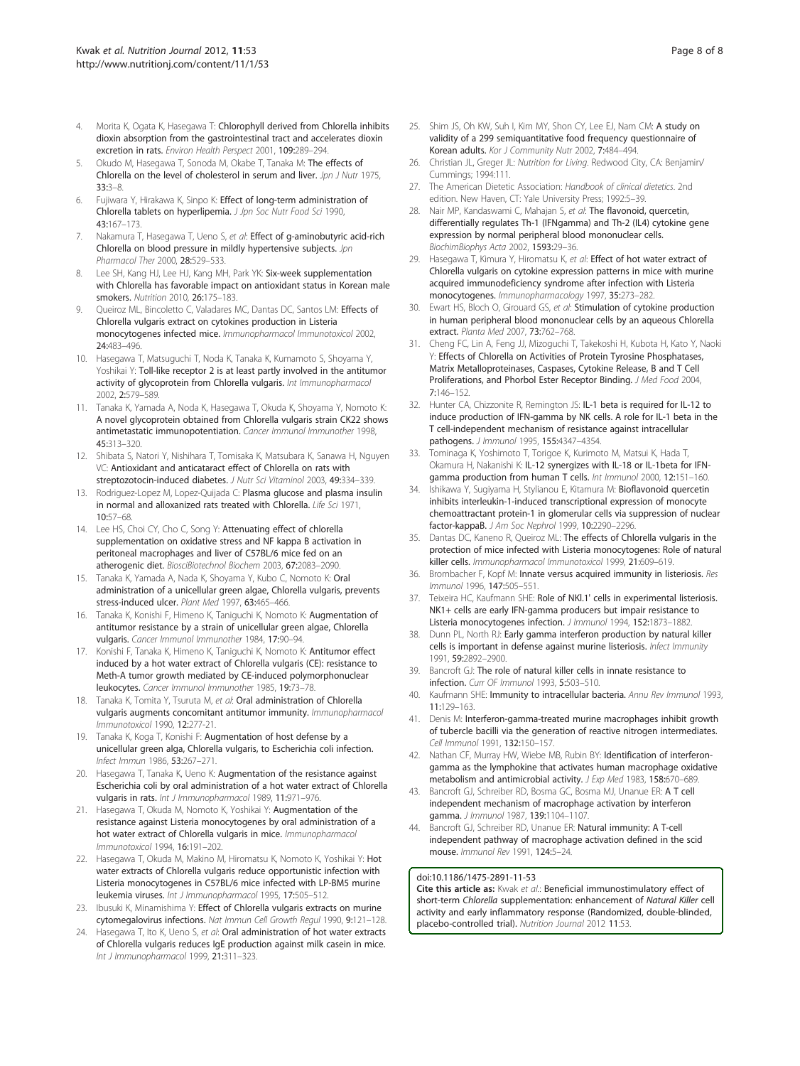4. Morita K, Ogata K, Hasegawa T: **Chlorophyll derived from Chlorella inhibits dioxin absorption from the gastrointestinal tract and accelerates dioxin excretion in rats.** *Environ Health Perspect* 2001, **109:**289–294.
5. Okudo M, Hasegawa T, Sonoda M, Okabe T, Tanaka M: **The effects of Chlorella on the level of cholesterol in serum and liver.** *Jpn J Nutr* 1975, **33:**3–8.
6. Fujiwara Y, Hirakawa K, Sinpo K: **Effect of long-term administration of Chlorella tablets on hyperlipemia.** *J Jpn Soc Nutr Food Sci* 1990, **43:**167–173.
7. Nakamura T, Hasegawa T, Ueno S, *et al*: **Effect of g-aminobutyric acid-rich Chlorella on blood pressure in mildly hypertensive subjects.** *Jpn Pharmacol Ther* 2000, **28:**529–533.
8. Lee SH, Kang HJ, Lee HJ, Kang MH, Park YK: **Six-week supplementation with Chlorella has favorable impact on antioxidant status in Korean male smokers.** *Nutrition* 2010, **26:**175–183.
9. Queiroz ML, Bincoletto C, Valadares MC, Dantas DC, Santos LM: **Effects of Chlorella vulgaris extract on cytokines production in Listeria monocytogenes infected mice.** *Immunopharmacol Immunotoxicol* 2002, **24:**483–496.
10. Hasegawa T, Matsuguchi T, Noda K, Tanaka K, Kumamoto S, Shoyama Y, Yoshikai Y: **Toll-like receptor 2 is at least partly involved in the antitumor activity of glycoprotein from Chlorella vulgaris.** *Int Immunopharmacol* 2002, **2:**579–589.
11. Tanaka K, Yamada A, Noda K, Hasegawa T, Okuda K, Shoyama Y, Nomoto K: **A novel glycoprotein obtained from Chlorella vulgaris strain CK22 shows antimetastatic immunopotentiation.** *Cancer Immunol Immunother* 1998, **45:**313–320.
12. Shibata S, Natori Y, Nishihara T, Tomisaka K, Matsubara K, Sanawa H, Nguyen VC: **Antioxidant and anticataract effect of Chlorella on rats with streptozotocin-induced diabetes.** *J Nutr Sci Vitaminol* 2003, **49:**334–339.
13. Rodriguez-Lopez M, Lopez-Quijada C: **Plasma glucose and plasma insulin in normal and alloxanized rats treated with Chlorella.** *Life Sci* 1971, **10:**57–68.
14. Lee HS, Choi CY, Cho C, Song Y: **Attenuating effect of chlorella supplementation on oxidative stress and NF kappa B activation in peritoneal macrophages and liver of C57BL/6 mice fed on an atherogenic diet.** *BiosciBiotechnol Biochem* 2003, **67:**2083–2090.
15. Tanaka K, Yamada A, Nada K, Shoyama Y, Kubo C, Nomoto K: **Oral administration of a unicellular green algae, Chlorella vulgaris, prevents stress-induced ulcer.** *Plant Med* 1997, **63:**465–466.
16. Tanaka K, Konishi F, Himeno K, Taniguchi K, Nomoto K: **Augmentation of antitumor resistance by a strain of unicellular green algae, Chlorella vulgaris.** *Cancer Immunol Immunother* 1984, **17:**90–94.
17. Konishi F, Tanaka K, Himeno K, Taniguchi K, Nomoto K: **Antitumor effect induced by a hot water extract of Chlorella vulgaris (CE): resistance to Meth-A tumor growth mediated by CE-induced polymorphonuclear leukocytes.** *Cancer Immunol Immunother* 1985, **19:**73–78.
18. Tanaka K, Tomita Y, Tsuruta M, *et al*: **Oral administration of Chlorella vulgaris augments concomitant antitumor immunity.** *Immunopharmacol Immunotoxicol* 1990, **12:**277-21.
19. Tanaka K, Koga T, Konishi F: **Augmentation of host defense by a unicellular green alga, Chlorella vulgaris, to Escherichia coli infection.** *Infect Immun* 1986, **53:**267–271.
20. Hasegawa T, Tanaka K, Ueno K: **Augmentation of the resistance against Escherichia coli by oral administration of a hot water extract of Chlorella vulgaris in rats.** *Int J Immunopharmacol* 1989, **11:**971–976.
21. Hasegawa T, Okuda M, Nomoto K, Yoshikai Y: **Augmentation of the resistance against Listeria monocytogenes by oral administration of a hot water extract of Chlorella vulgaris in mice.** *Immunopharmacol Immunotoxicol* 1994, **16:**191–202.
22. Hasegawa T, Okuda M, Makino M, Hiromatsu K, Nomoto K, Yoshikai Y: **Hot water extracts of Chlorella vulgaris reduce opportunistic infection with Listeria monocytogenes in C57BL/6 mice infected with LP-BM5 murine leukemia viruses.** *Int J Immunopharmacol* 1995, **17:**505–512.
23. Ibusuki K, Minamishima Y: **Effect of Chlorella vulgaris extracts on murine cytomegalovirus infections.** *Nat Immun Cell Growth Regul* 1990, **9:**121–128.
24. Hasegawa T, Ito K, Ueno S, *et al*: **Oral administration of hot water extracts of Chlorella vulgaris reduces IgE production against milk casein in mice.** *Int J Immunopharmacol* 1999, **21:**311–323.
25. Shim JS, Oh KW, Suh I, Kim MY, Shon CY, Lee EJ, Nam CM: **A study on validity of a 299 semiquantitative food frequency questionnaire of Korean adults.** *Kor J Community Nutr* 2002, **7:**484–494.
26. Christian JL, Greger JL: *Nutrition for Living*. Redwood City, CA: Benjamin/Cummings; 1994:111.
27. The American Dietetic Association: *Handbook of clinical dietetics*. 2nd edition. New Haven, CT: Yale University Press; 1992:5–39.
28. Nair MP, Kandaswami C, Mahajan S, *et al*: **The flavonoid, quercetin, differentially regulates Th-1 (IFNgamma) and Th-2 (IL4) cytokine gene expression by normal peripheral blood mononuclear cells.** *BiochimBiophys Acta* 2002, **1593:**29–36.
29. Hasegawa T, Kimura Y, Hiromatsu K, *et al*: **Effect of hot water extract of Chlorella vulgaris on cytokine expression patterns in mice with murine acquired immunodeficiency syndrome after infection with Listeria monocytogenes.** *Immunopharmacology* 1997, **35:**273–282.
30. Ewart HS, Bloch O, Girouard GS, *et al*: **Stimulation of cytokine production in human peripheral blood mononuclear cells by an aqueous Chlorella extract.** *Planta Med* 2007, **73:**762–768.
31. Cheng FC, Lin A, Feng JJ, Mizoguchi T, Takekoshi H, Kubota H, Kato Y, Naoki Y: **Effects of Chlorella on Activities of Protein Tyrosine Phosphatases, Matrix Metalloproteinases, Caspases, Cytokine Release, B and T Cell Proliferations, and Phorbol Ester Receptor Binding.** *J Med Food* 2004, **7:**146–152.
32. Hunter CA, Chizzonite R, Remington JS: **IL-1 beta is required for IL-12 to induce production of IFN-gamma by NK cells. A role for IL-1 beta in the T cell-independent mechanism of resistance against intracellular pathogens.** *J Immunol* 1995, **155:**4347–4354.
33. Tominaga K, Yoshimoto T, Torigoe K, Kurimoto M, Matsui K, Hada T, Okamura H, Nakanishi K: **IL-12 synergizes with IL-18 or IL-1beta for IFN-gamma production from human T cells.** *Int Immunol* 2000, **12:**151–160.
34. Ishikawa Y, Sugiyama H, Stylianou E, Kitamura M: **Bioflavonoid quercetin inhibits interleukin-1-induced transcriptional expression of monocyte chemoattractant protein-1 in glomerular cells via suppression of nuclear factor-kappaB.** *J Am Soc Nephrol* 1999, **10:**2290–2296.
35. Dantas DC, Kaneno R, Queiroz ML: **The effects of Chlorella vulgaris in the protection of mice infected with Listeria monocytogenes: Role of natural killer cells.** *Immunopharmacol Immunotoxicol* 1999, **21:**609–619.
36. Brombacher F, Kopf M: **Innate versus acquired immunity in listeriosis.** *Res Immunol* 1996, **147:**505–551.
37. Teixeira HC, Kaufmann SHE: **Role of NKl.1' cells in experimental listeriosis. NK1+ cells are early IFN-gamma producers but impair resistance to Listeria monocytogenes infection.** *J Immunol* 1994, **152:**1873–1882.
38. Dunn PL, North RJ: **Early gamma interferon production by natural killer cells is important in defense against murine listeriosis.** *Infect Immunity* 1991, **59:**2892–2900.
39. Bancroft GJ: **The role of natural killer cells in innate resistance to infection.** *Curr OF Immunol* 1993, **5:**503–510.
40. Kaufmann SHE: **Immunity to intracellular bacteria.** *Annu Rev Immunol* 1993, **11:**129–163.
41. Denis M: **Interferon-gamma-treated murine macrophages inhibit growth of tubercle bacilli via the generation of reactive nitrogen intermediates.** *Cell Immunol* 1991, **132:**150–157.
42. Nathan CF, Murray HW, Wiebe MB, Rubin BY: **Identification of interferon-gamma as the lymphokine that activates human macrophage oxidative metabolism and antimicrobial activity.** *J Exp Med* 1983, **158:**670–689.
43. Bancroft GJ, Schreiber RD, Bosma GC, Bosma MJ, Unanue ER: **A T cell independent mechanism of macrophage activation by interferon gamma.** *J Immunol* 1987, **139:**1104–1107.
44. Bancroft GJ, Schreiber RD, Unanue ER: **Natural immunity: A T-cell independent pathway of macrophage activation defined in the scid mouse.** *Immunol Rev* 1991, **124:**5–24.

doi:10.1186/1475-2891-11-53

**Cite this article as:** Kwak *et al.*: Beneficial immunostimulatory effect of short-term *Chlorella* supplementation: enhancement of *Natural Killer* cell activity and early inflammatory response (Randomized, double-blinded, placebo-controlled trial). Nutrition Journal 2012 11:53.